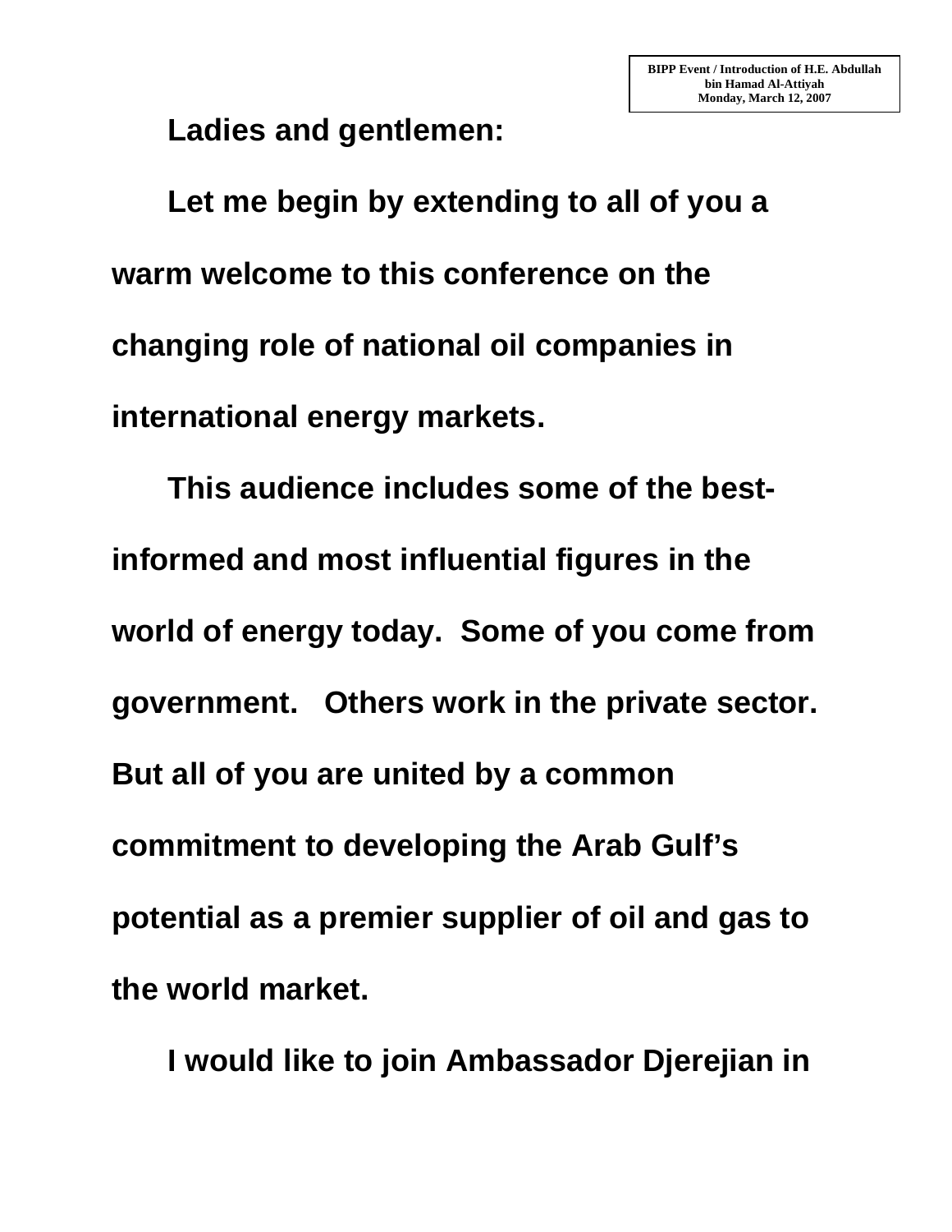**BIPP Event / Introduction of H.E. Abdullah bin Hamad Al-Attiyah**
**Monday, March 12, 2007**

**Ladies and gentlemen:**

**Let me begin by extending to all of you a warm welcome to this conference on the changing role of national oil companies in international energy markets.**

**This audience includes some of the best-informed and most influential figures in the world of energy today. Some of you come from government. Others work in the private sector. But all of you are united by a common commitment to developing the Arab Gulf's potential as a premier supplier of oil and gas to the world market.**

**I would like to join Ambassador Djerejian in**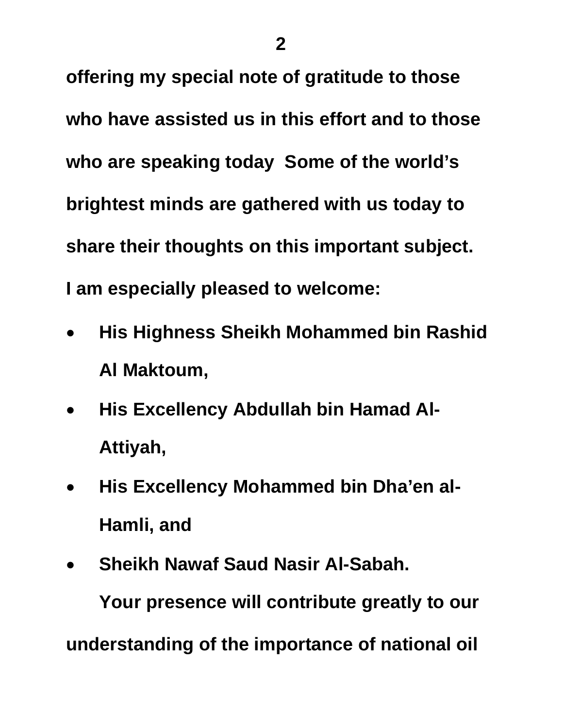**offering my special note of gratitude to those who have assisted us in this effort and to those who are speaking today  Some of the world's brightest minds are gathered with us today to share their thoughts on this important subject. I am especially pleased to welcome:**

- **His Highness Sheikh Mohammed bin Rashid Al Maktoum,**
- **His Excellency Abdullah bin Hamad Al-Attiyah,**
- **His Excellency Mohammed bin Dha'en al-Hamli, and**
- **Sheikh Nawaf Saud Nasir Al-Sabah.**

**Your presence will contribute greatly to our understanding of the importance of national oil**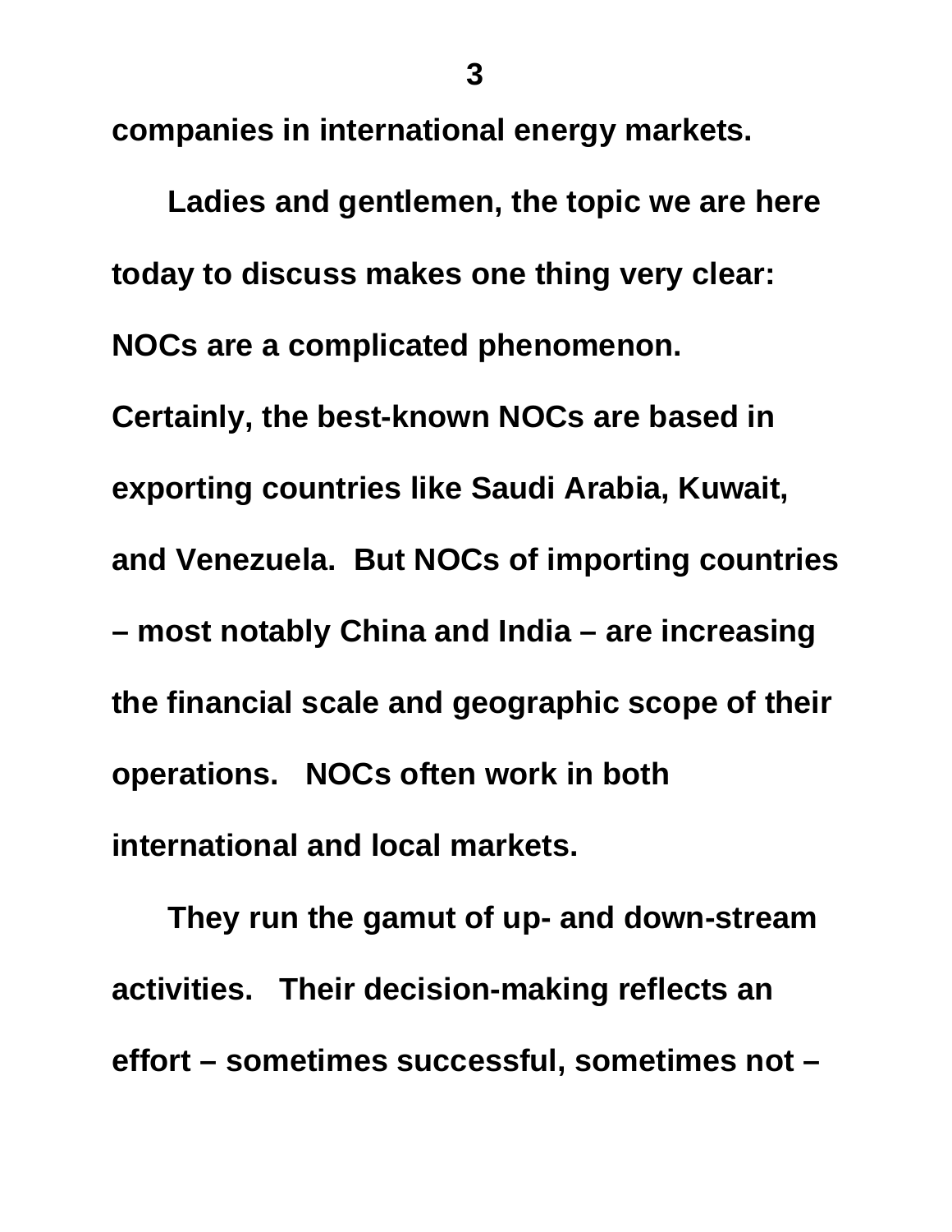**companies in international energy markets.**

**Ladies and gentlemen, the topic we are here today to discuss makes one thing very clear: NOCs are a complicated phenomenon. Certainly, the best-known NOCs are based in exporting countries like Saudi Arabia, Kuwait, and Venezuela. But NOCs of importing countries – most notably China and India – are increasing the financial scale and geographic scope of their operations. NOCs often work in both international and local markets.**

**They run the gamut of up- and down-stream activities. Their decision-making reflects an effort – sometimes successful, sometimes not –**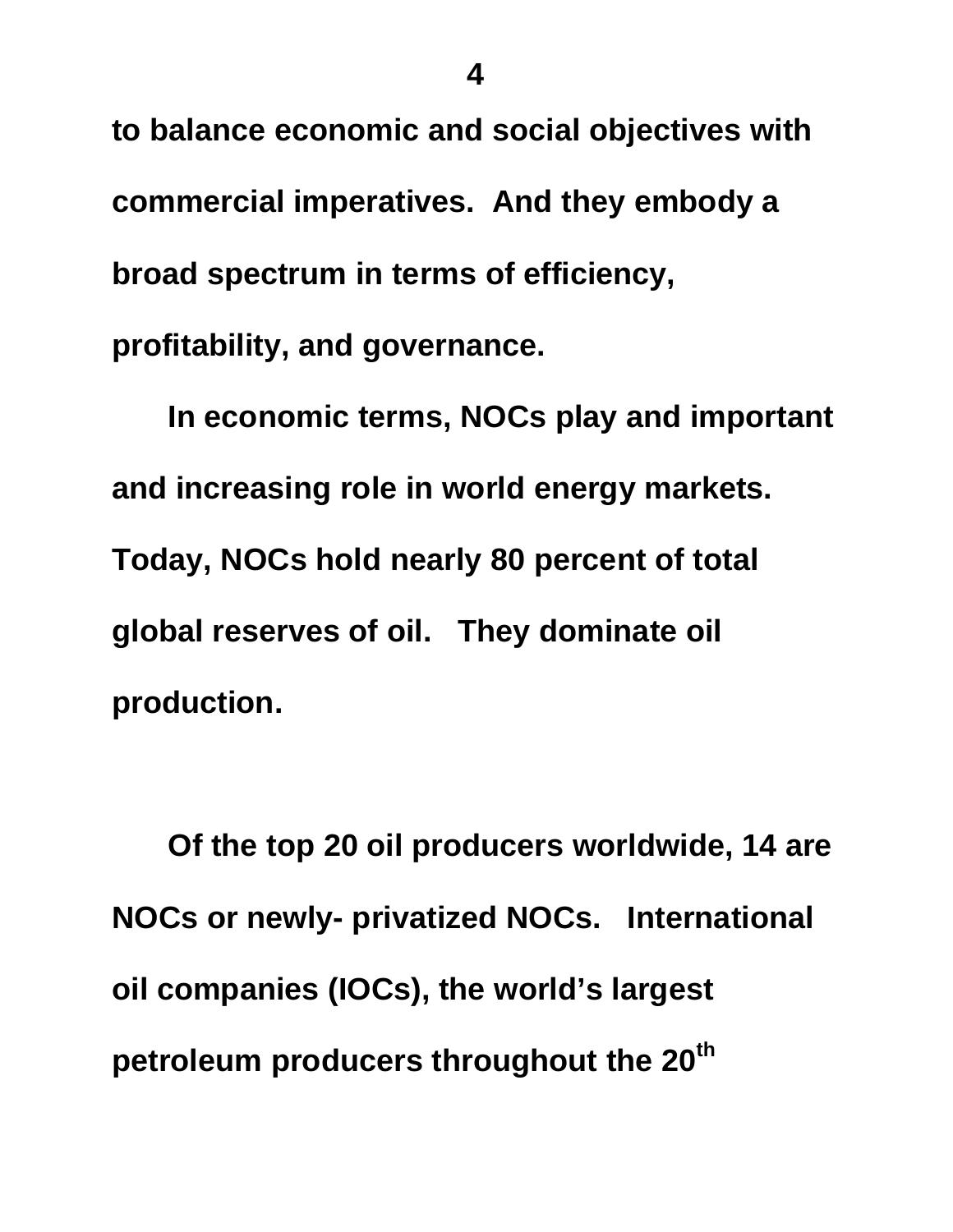to balance economic and social objectives with commercial imperatives. And they embody a broad spectrum in terms of efficiency, profitability, and governance.

In economic terms, NOCs play and important and increasing role in world energy markets. Today, NOCs hold nearly 80 percent of total global reserves of oil. They dominate oil production.

Of the top 20 oil producers worldwide, 14 are NOCs or newly- privatized NOCs. International oil companies (IOCs), the world's largest petroleum producers throughout the 20th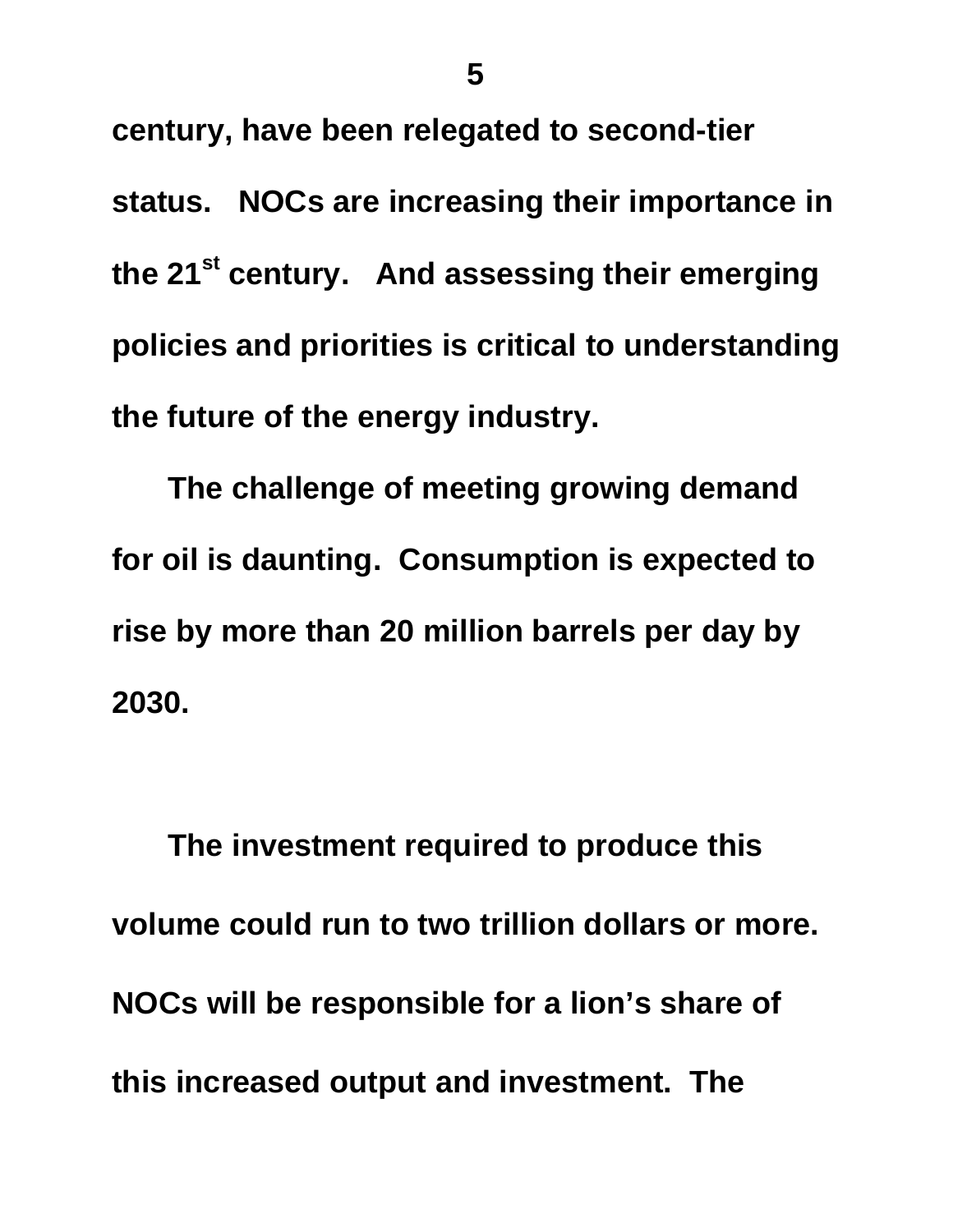**century, have been relegated to second-tier status. NOCs are increasing their importance in the 21st century. And assessing their emerging policies and priorities is critical to understanding the future of the energy industry.**

**The challenge of meeting growing demand for oil is daunting. Consumption is expected to rise by more than 20 million barrels per day by 2030.**

**The investment required to produce this volume could run to two trillion dollars or more. NOCs will be responsible for a lion's share of this increased output and investment. The**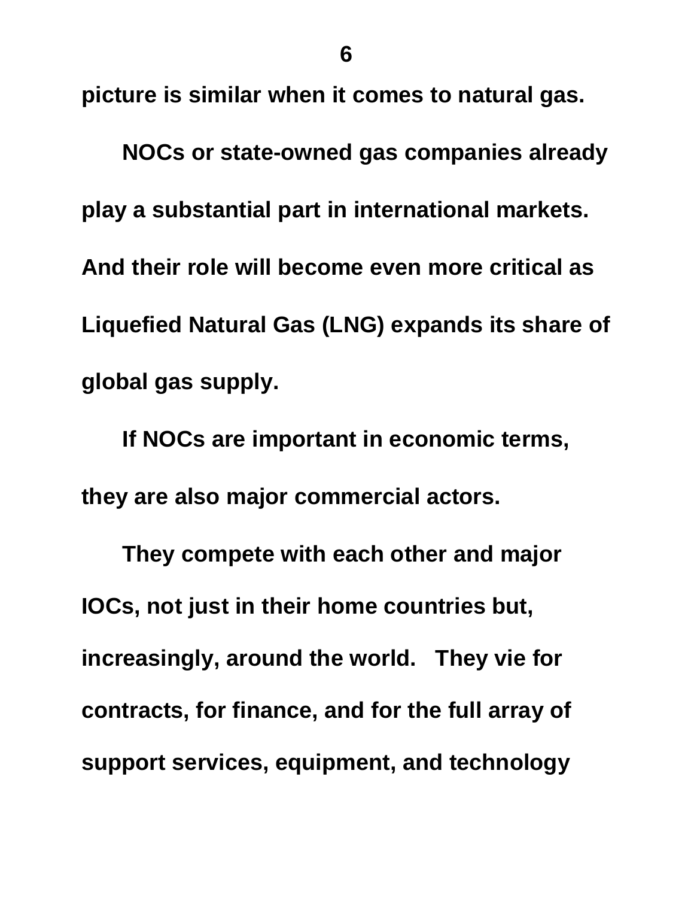picture is similar when it comes to natural gas.

NOCs or state-owned gas companies already play a substantial part in international markets. And their role will become even more critical as Liquefied Natural Gas (LNG) expands its share of global gas supply.

If NOCs are important in economic terms, they are also major commercial actors.

They compete with each other and major IOCs, not just in their home countries but, increasingly, around the world. They vie for contracts, for finance, and for the full array of support services, equipment, and technology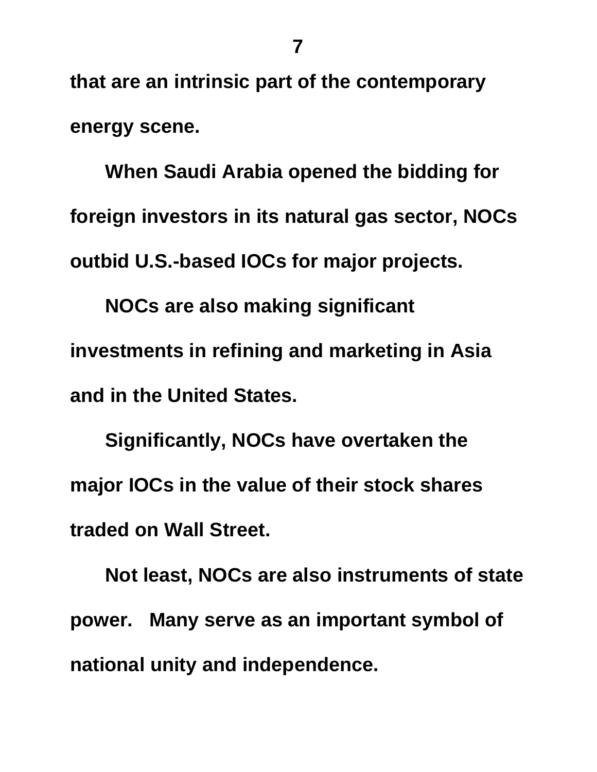**that are an intrinsic part of the contemporary energy scene.**

**When Saudi Arabia opened the bidding for foreign investors in its natural gas sector, NOCs outbid U.S.-based IOCs for major projects.**

**NOCs are also making significant investments in refining and marketing in Asia and in the United States.**

**Significantly, NOCs have overtaken the major IOCs in the value of their stock shares traded on Wall Street.**

**Not least, NOCs are also instruments of state power. Many serve as an important symbol of national unity and independence.**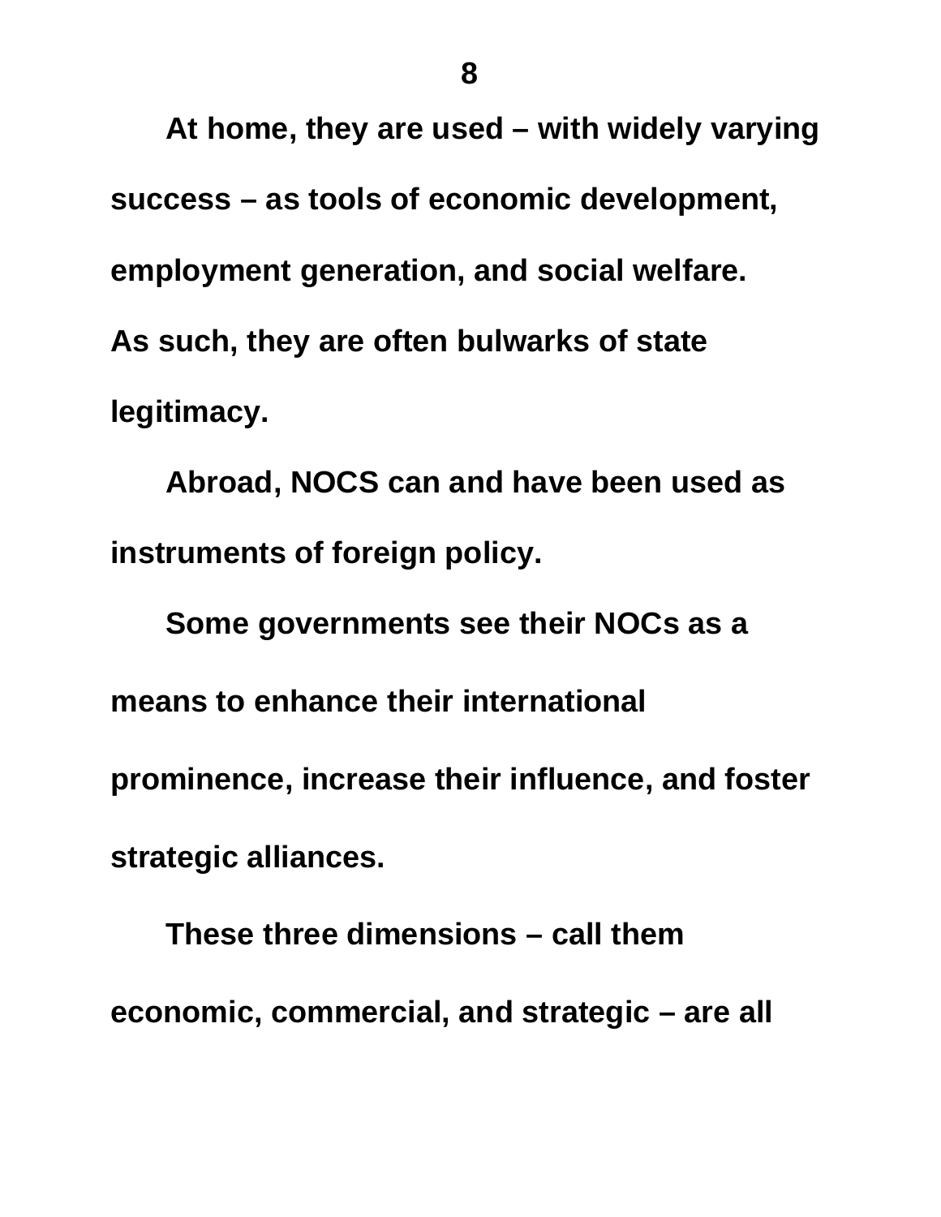**At home, they are used – with widely varying success – as tools of economic development, employment generation, and social welfare. As such, they are often bulwarks of state legitimacy.**

**Abroad, NOCS can and have been used as instruments of foreign policy.**

**Some governments see their NOCs as a means to enhance their international prominence, increase their influence, and foster strategic alliances.**

**These three dimensions – call them economic, commercial, and strategic – are all**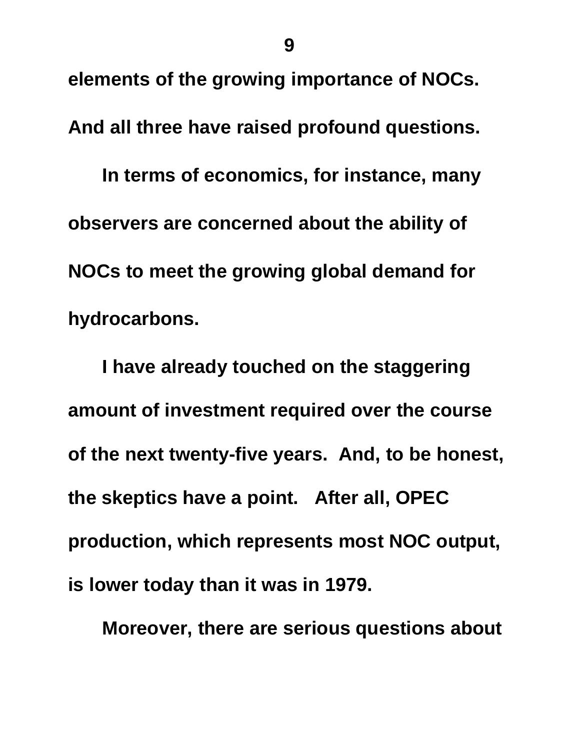**elements of the growing importance of NOCs. And all three have raised profound questions.**

**In terms of economics, for instance, many observers are concerned about the ability of NOCs to meet the growing global demand for hydrocarbons.**

**I have already touched on the staggering amount of investment required over the course of the next twenty-five years. And, to be honest, the skeptics have a point. After all, OPEC production, which represents most NOC output, is lower today than it was in 1979.**

**Moreover, there are serious questions about**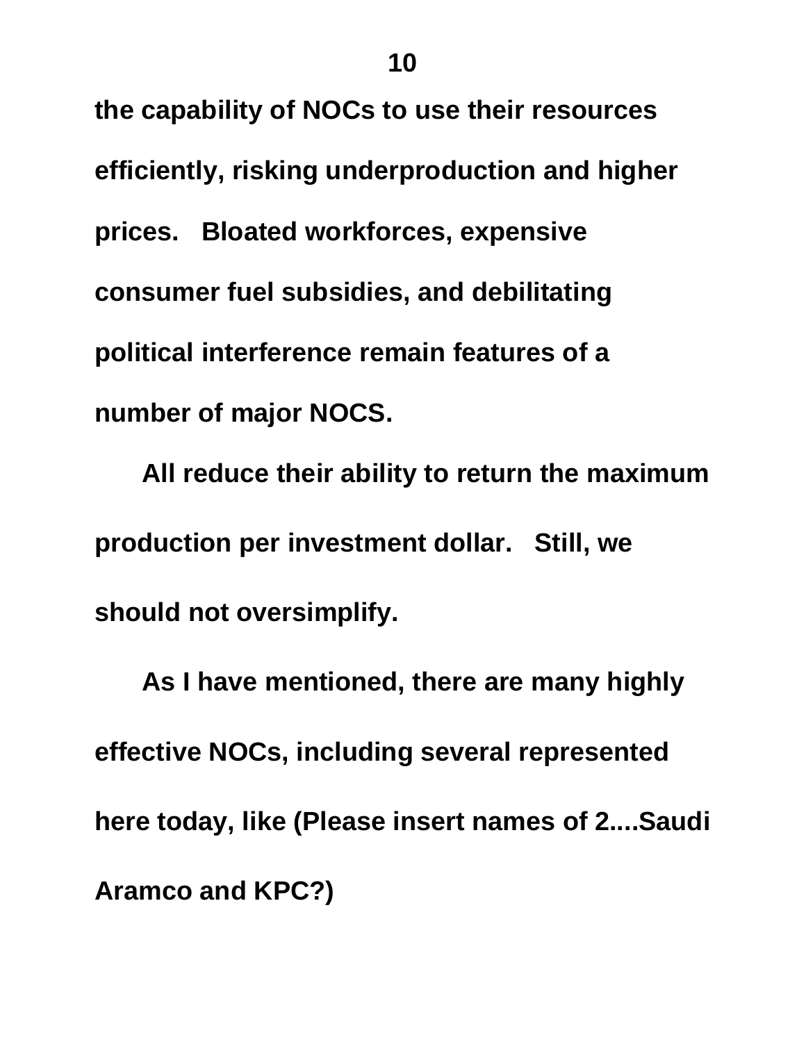**the capability of NOCs to use their resources efficiently, risking underproduction and higher prices. Bloated workforces, expensive consumer fuel subsidies, and debilitating political interference remain features of a number of major NOCS.**

**All reduce their ability to return the maximum production per investment dollar. Still, we should not oversimplify.**

**As I have mentioned, there are many highly effective NOCs, including several represented here today, like (Please insert names of 2....Saudi Aramco and KPC?)**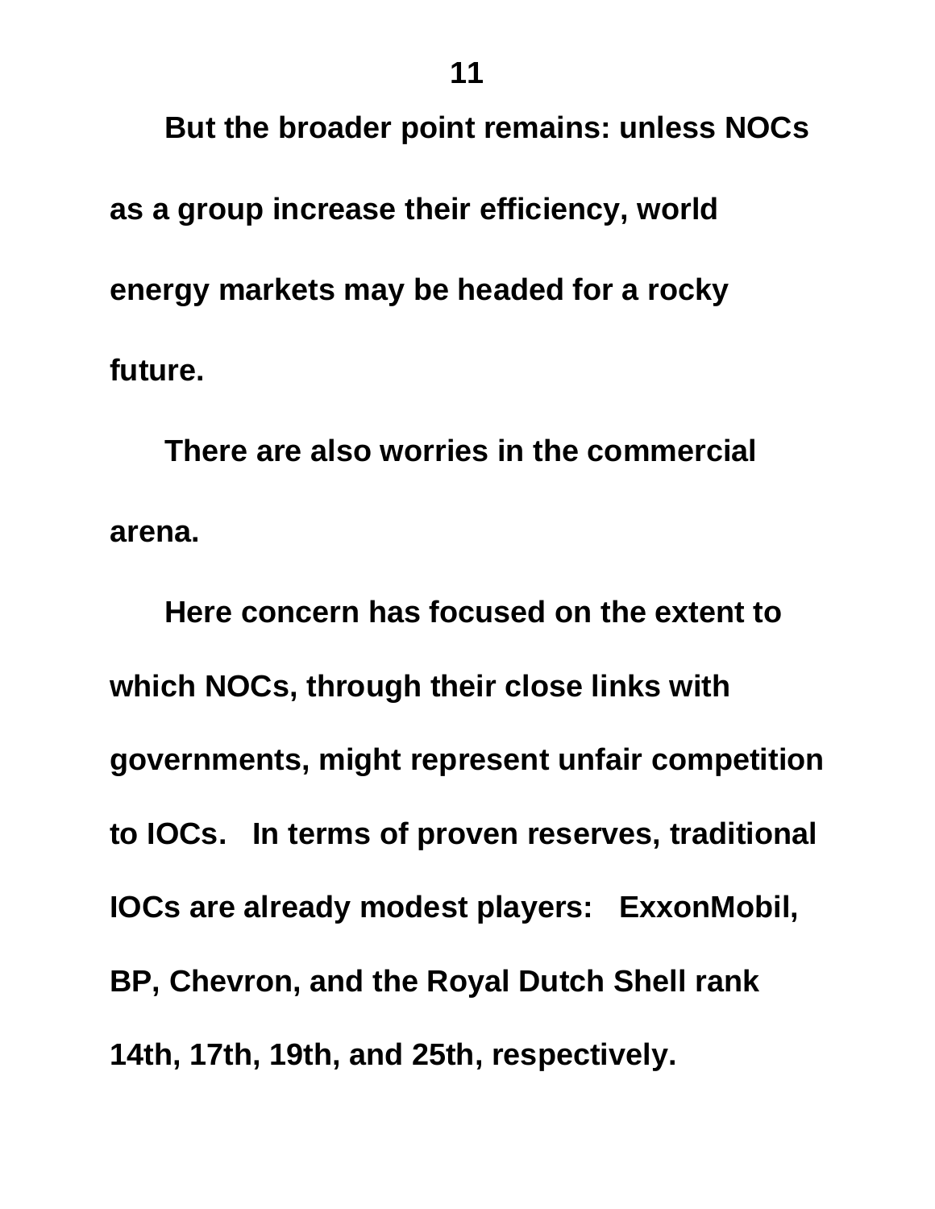**But the broader point remains: unless NOCs as a group increase their efficiency, world energy markets may be headed for a rocky future.**

**There are also worries in the commercial arena.**

**Here concern has focused on the extent to which NOCs, through their close links with governments, might represent unfair competition to IOCs. In terms of proven reserves, traditional IOCs are already modest players: ExxonMobil, BP, Chevron, and the Royal Dutch Shell rank 14th, 17th, 19th, and 25th, respectively.**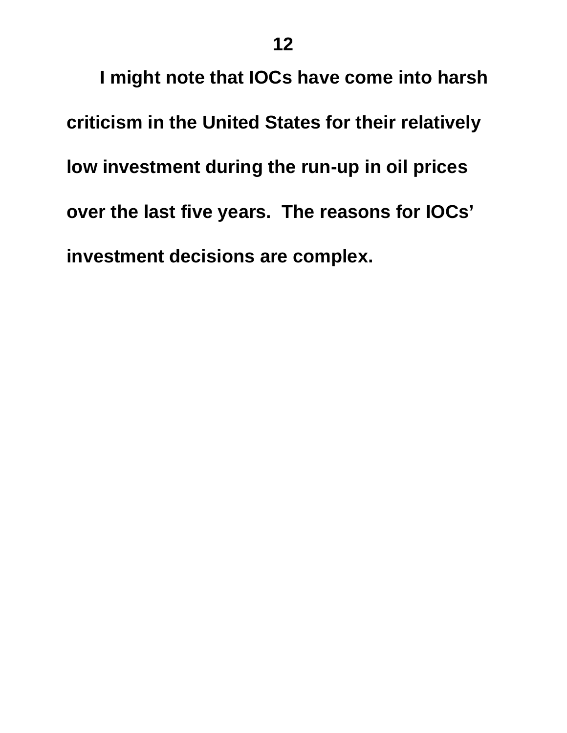**I might note that IOCs have come into harsh criticism in the United States for their relatively low investment during the run-up in oil prices over the last five years. The reasons for IOCs' investment decisions are complex.**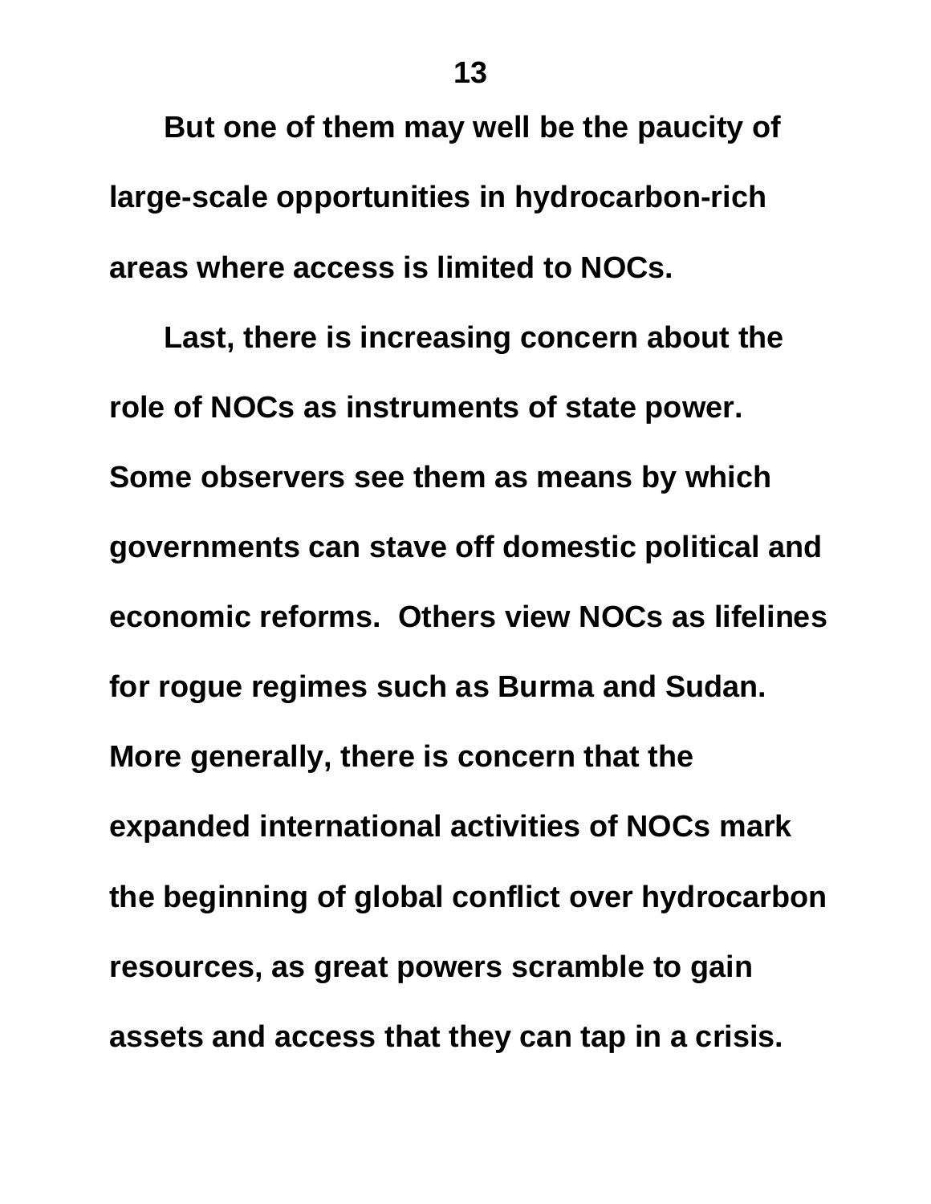**But one of them may well be the paucity of large-scale opportunities in hydrocarbon-rich areas where access is limited to NOCs.**

**Last, there is increasing concern about the role of NOCs as instruments of state power. Some observers see them as means by which governments can stave off domestic political and economic reforms. Others view NOCs as lifelines for rogue regimes such as Burma and Sudan. More generally, there is concern that the expanded international activities of NOCs mark the beginning of global conflict over hydrocarbon resources, as great powers scramble to gain assets and access that they can tap in a crisis.**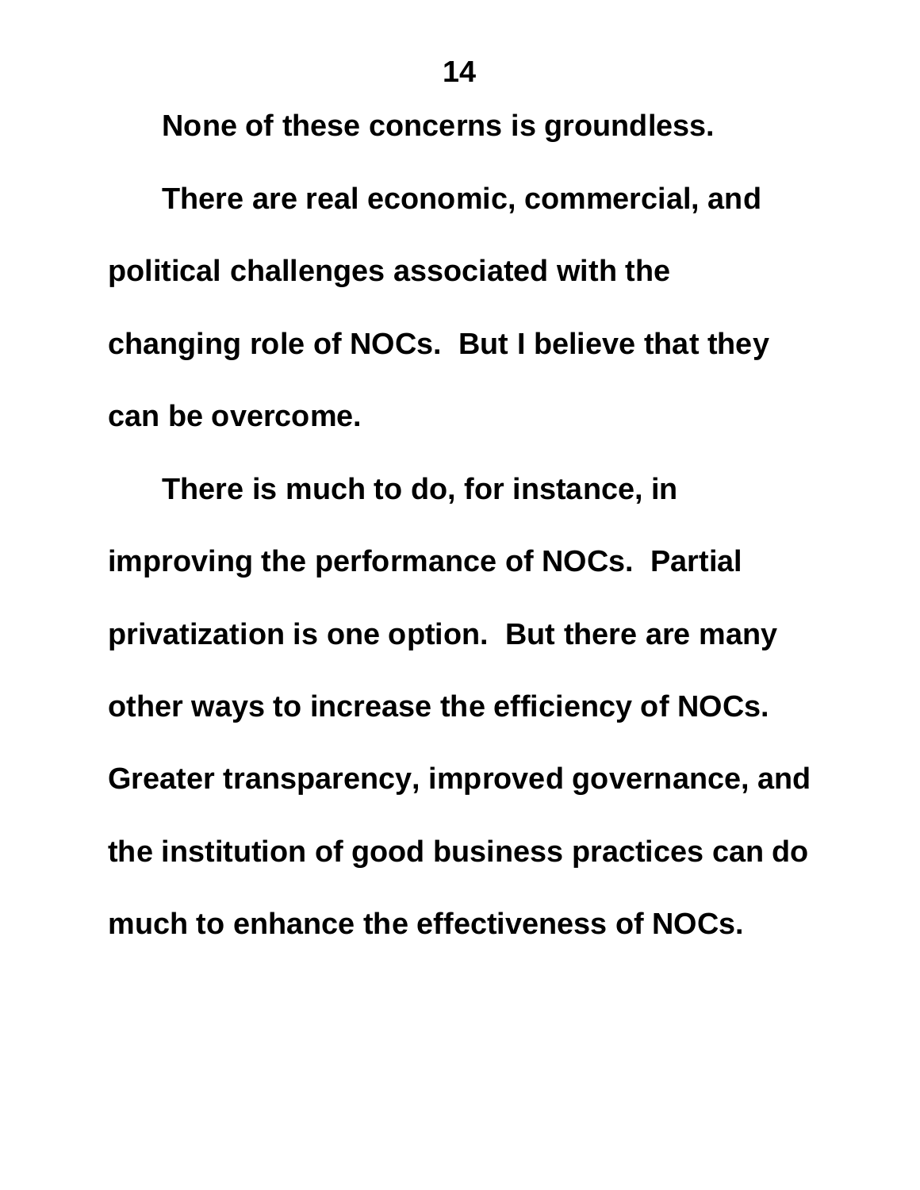**None of these concerns is groundless.**

**There are real economic, commercial, and political challenges associated with the changing role of NOCs. But I believe that they can be overcome.**

**There is much to do, for instance, in improving the performance of NOCs. Partial privatization is one option. But there are many other ways to increase the efficiency of NOCs. Greater transparency, improved governance, and the institution of good business practices can do much to enhance the effectiveness of NOCs.**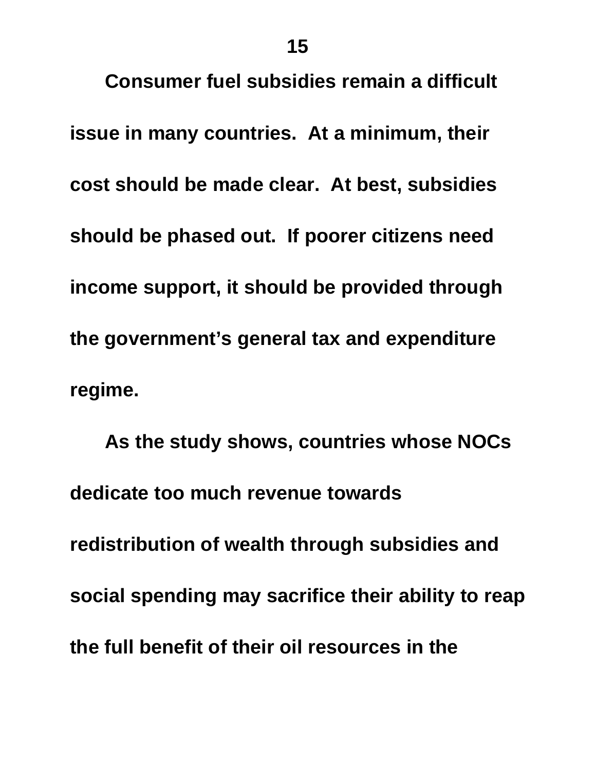**Consumer fuel subsidies remain a difficult issue in many countries. At a minimum, their cost should be made clear. At best, subsidies should be phased out. If poorer citizens need income support, it should be provided through the government's general tax and expenditure regime.**

**As the study shows, countries whose NOCs dedicate too much revenue towards redistribution of wealth through subsidies and social spending may sacrifice their ability to reap the full benefit of their oil resources in the**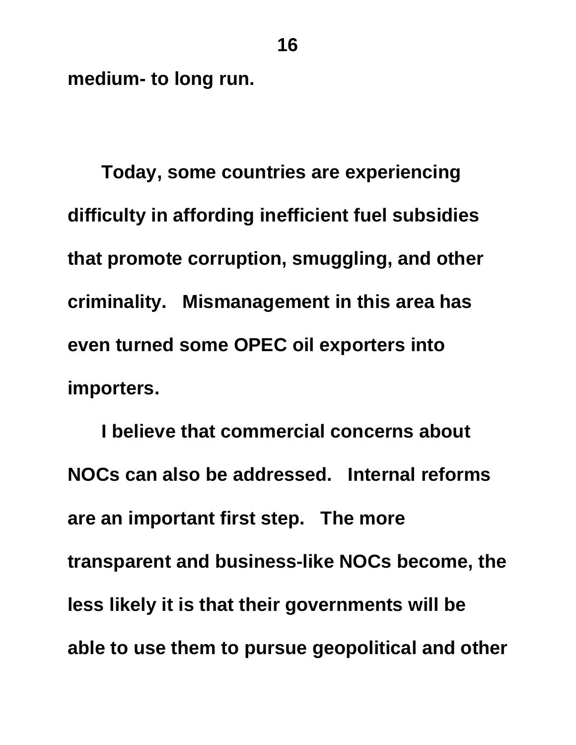**medium- to long run.**

**Today, some countries are experiencing difficulty in affording inefficient fuel subsidies that promote corruption, smuggling, and other criminality. Mismanagement in this area has even turned some OPEC oil exporters into importers.**

**I believe that commercial concerns about NOCs can also be addressed. Internal reforms are an important first step. The more transparent and business-like NOCs become, the less likely it is that their governments will be able to use them to pursue geopolitical and other**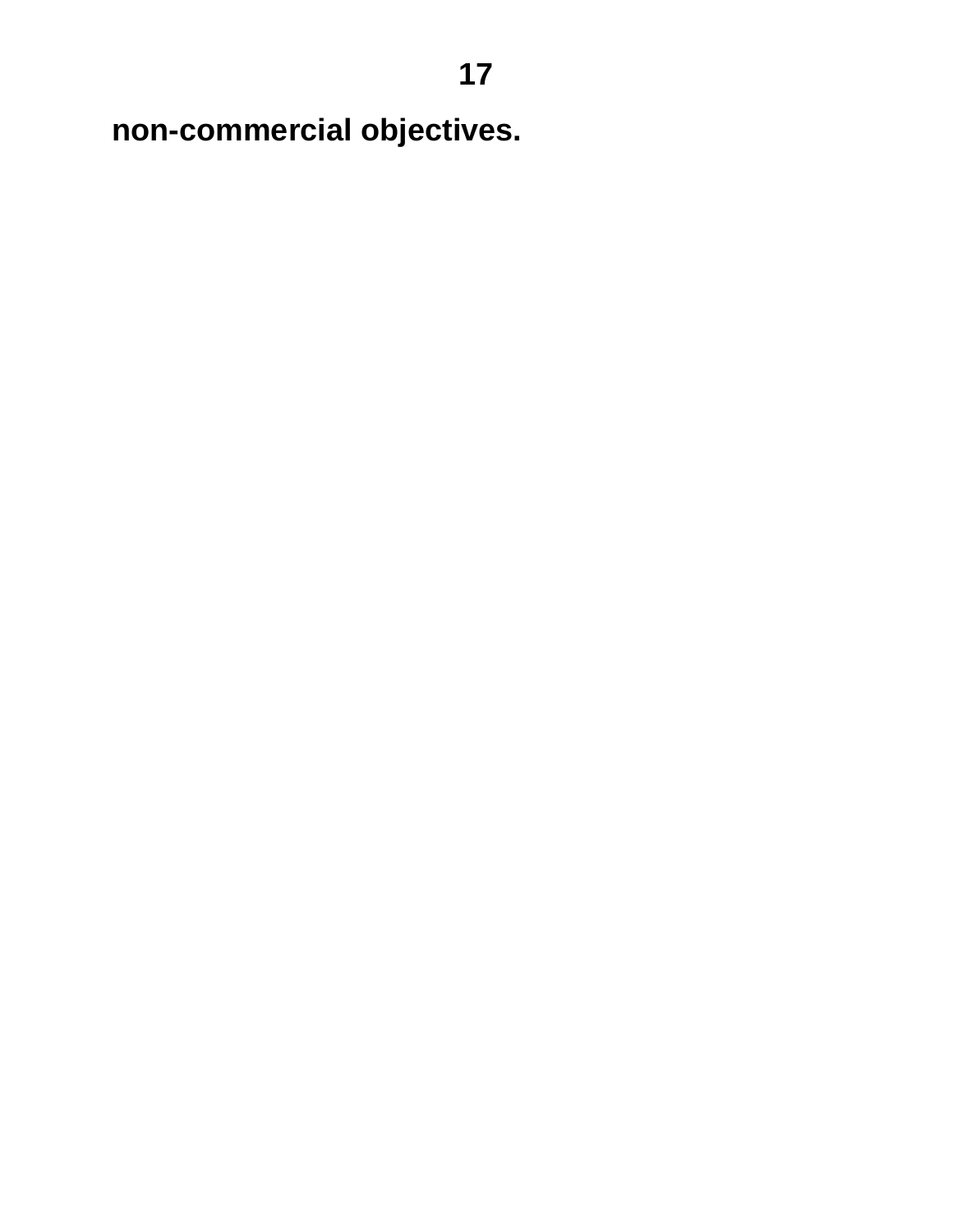**non-commercial objectives.**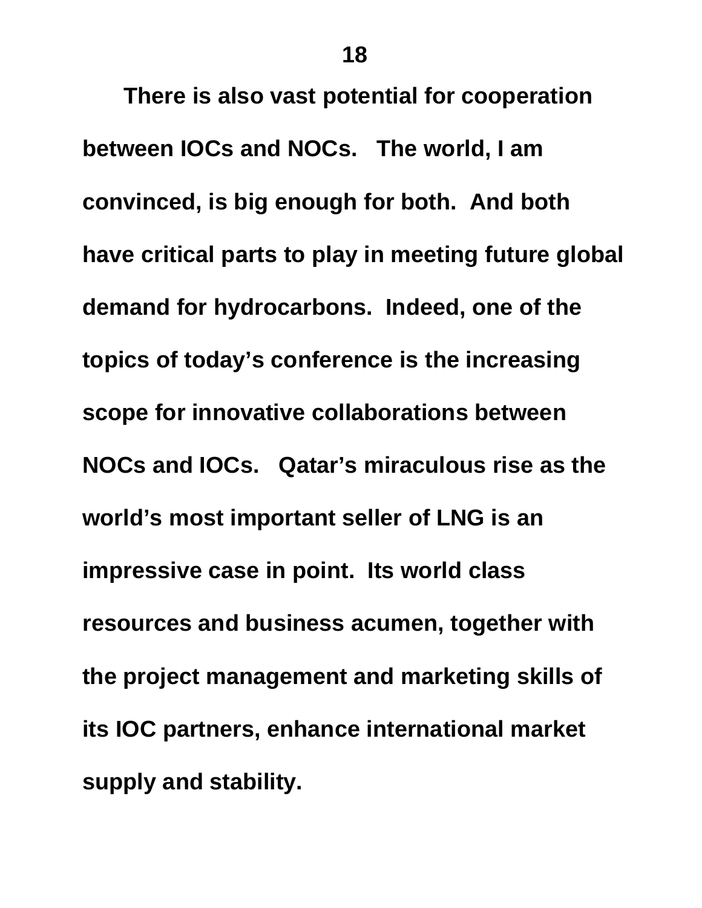**There is also vast potential for cooperation between IOCs and NOCs. The world, I am convinced, is big enough for both. And both have critical parts to play in meeting future global demand for hydrocarbons. Indeed, one of the topics of today's conference is the increasing scope for innovative collaborations between NOCs and IOCs. Qatar's miraculous rise as the world's most important seller of LNG is an impressive case in point. Its world class resources and business acumen, together with the project management and marketing skills of its IOC partners, enhance international market supply and stability.**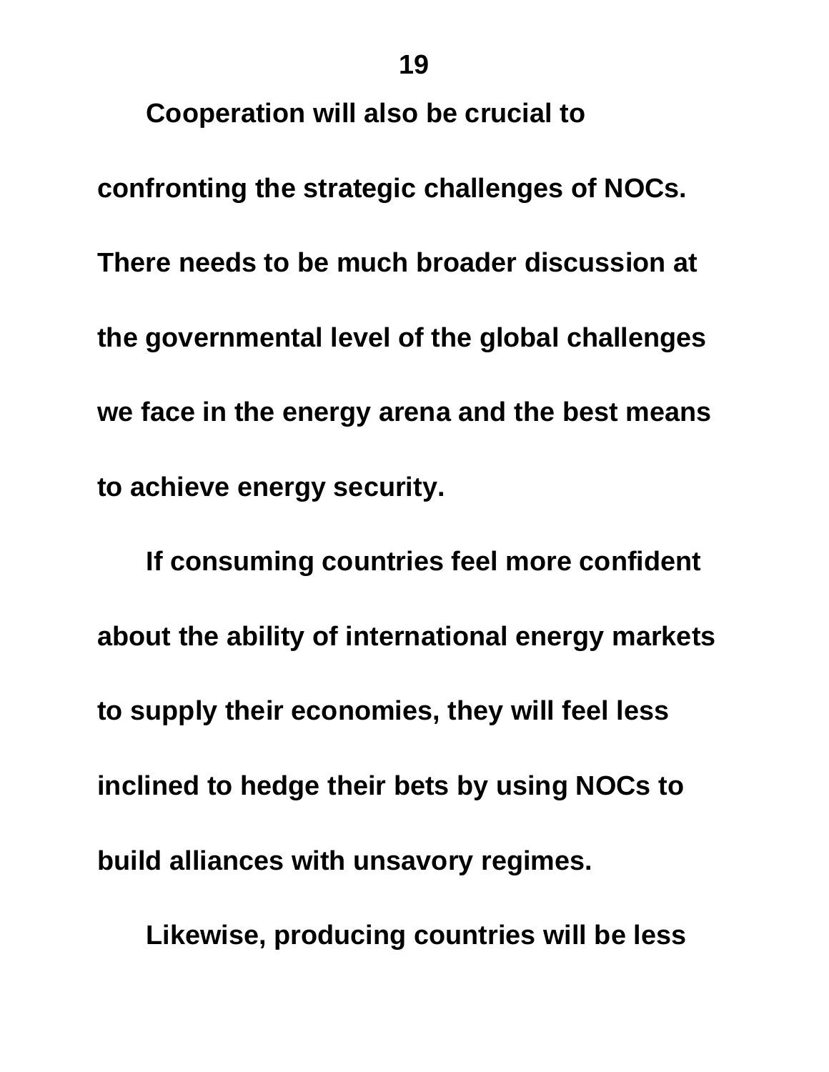**Cooperation will also be crucial to confronting the strategic challenges of NOCs. There needs to be much broader discussion at the governmental level of the global challenges we face in the energy arena and the best means to achieve energy security.**

**If consuming countries feel more confident about the ability of international energy markets to supply their economies, they will feel less inclined to hedge their bets by using NOCs to build alliances with unsavory regimes.**

**Likewise, producing countries will be less**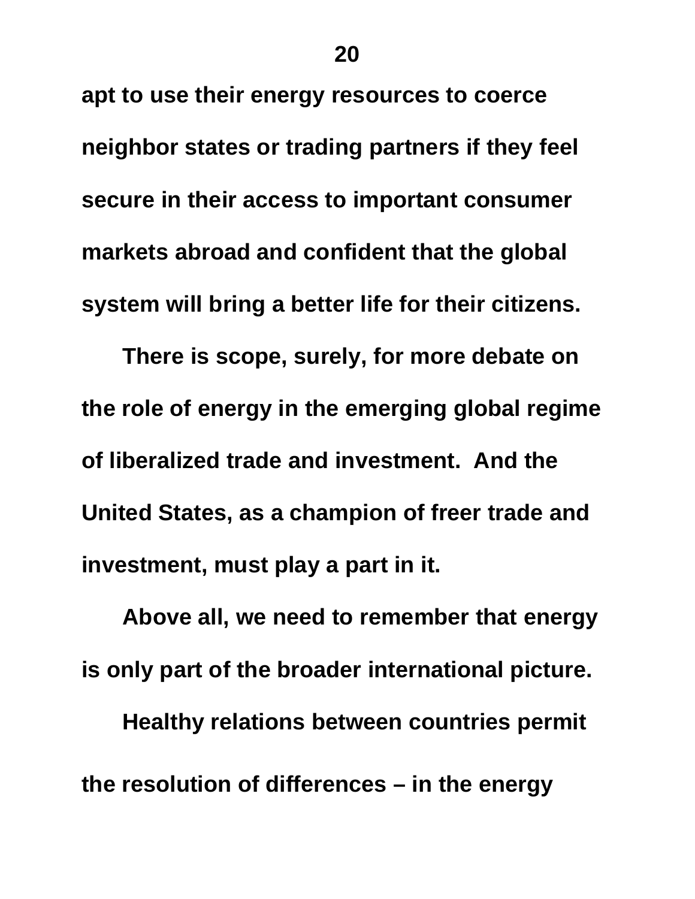**apt to use their energy resources to coerce neighbor states or trading partners if they feel secure in their access to important consumer markets abroad and confident that the global system will bring a better life for their citizens.**

**There is scope, surely, for more debate on the role of energy in the emerging global regime of liberalized trade and investment. And the United States, as a champion of freer trade and investment, must play a part in it.**

**Above all, we need to remember that energy is only part of the broader international picture.**

**Healthy relations between countries permit the resolution of differences – in the energy**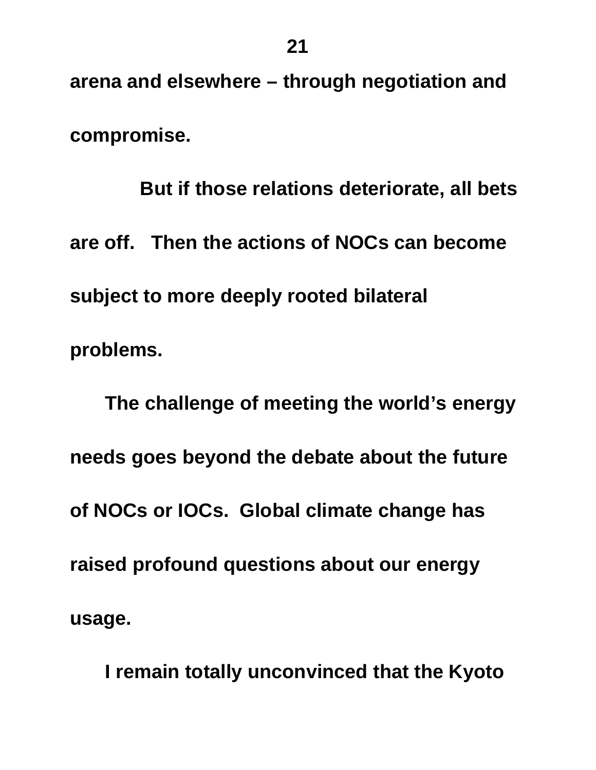**arena and elsewhere – through negotiation and compromise.**

**But if those relations deteriorate, all bets are off. Then the actions of NOCs can become subject to more deeply rooted bilateral problems.**

**The challenge of meeting the world's energy needs goes beyond the debate about the future of NOCs or IOCs. Global climate change has raised profound questions about our energy usage.**

**I remain totally unconvinced that the Kyoto**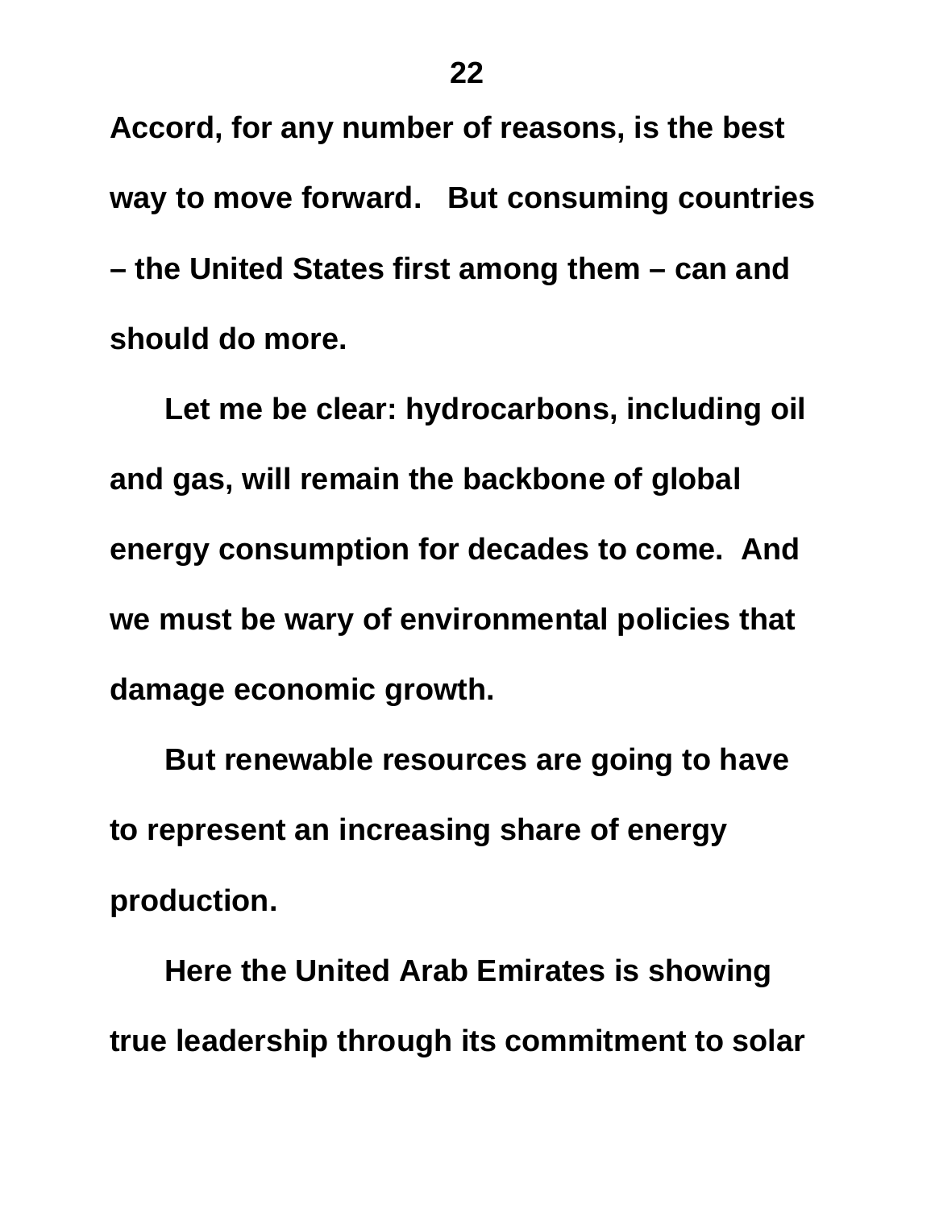**Accord, for any number of reasons, is the best way to move forward. But consuming countries – the United States first among them – can and should do more.**

**Let me be clear: hydrocarbons, including oil and gas, will remain the backbone of global energy consumption for decades to come. And we must be wary of environmental policies that damage economic growth.**

**But renewable resources are going to have to represent an increasing share of energy production.**

**Here the United Arab Emirates is showing true leadership through its commitment to solar**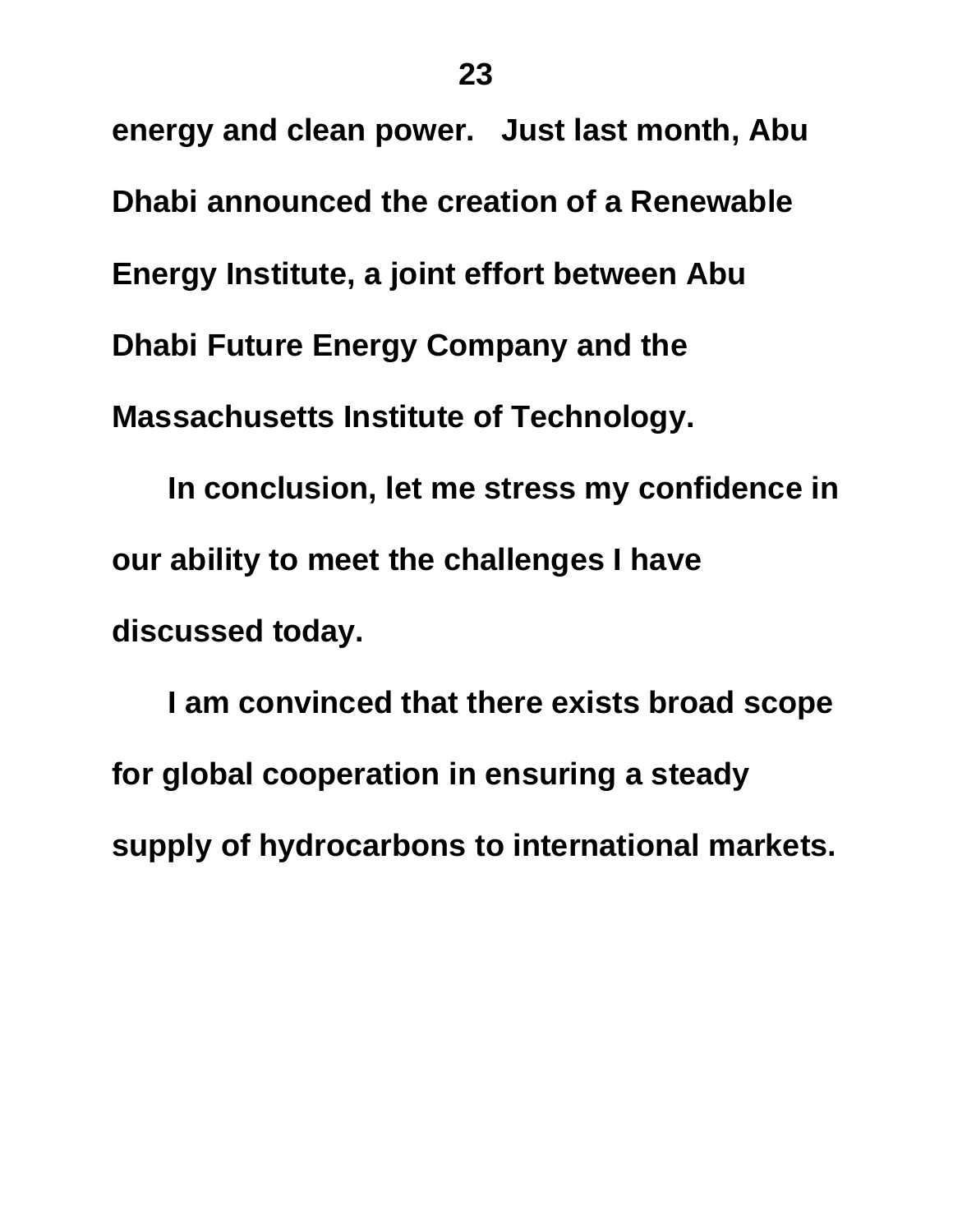**energy and clean power. Just last month, Abu Dhabi announced the creation of a Renewable Energy Institute, a joint effort between Abu Dhabi Future Energy Company and the Massachusetts Institute of Technology.**

**In conclusion, let me stress my confidence in our ability to meet the challenges I have discussed today.**

**I am convinced that there exists broad scope for global cooperation in ensuring a steady supply of hydrocarbons to international markets.**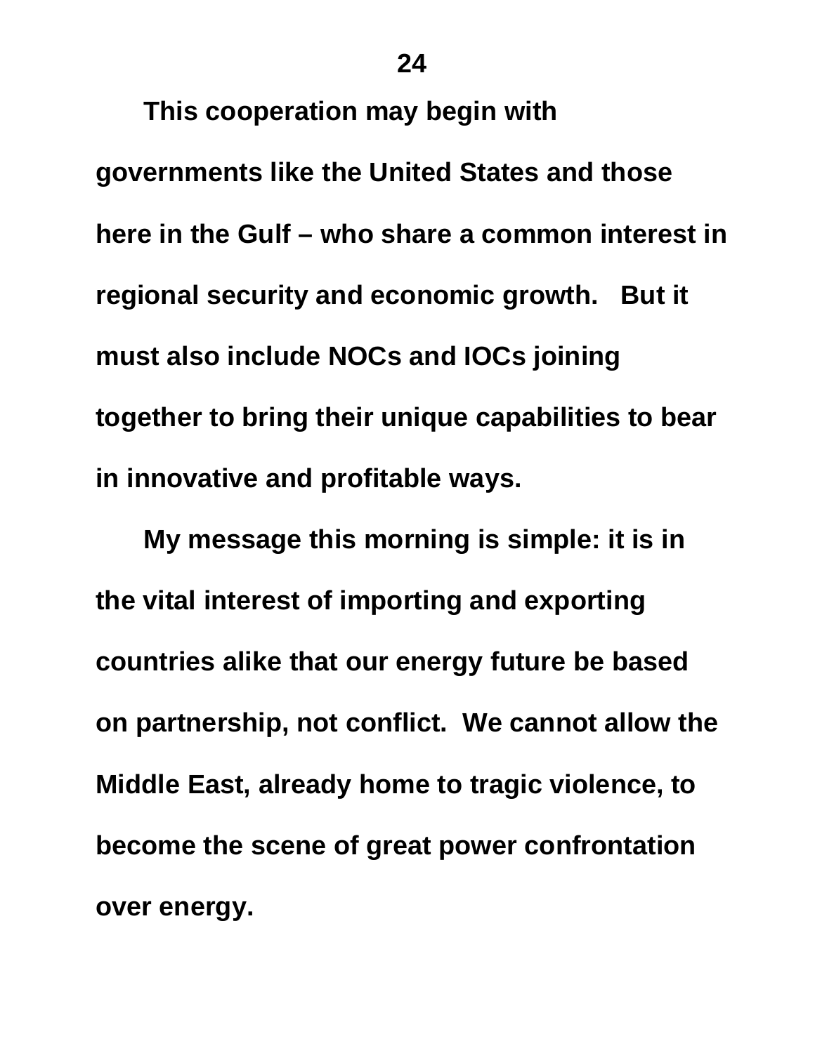**This cooperation may begin with governments like the United States and those here in the Gulf – who share a common interest in regional security and economic growth. But it must also include NOCs and IOCs joining together to bring their unique capabilities to bear in innovative and profitable ways.**

**My message this morning is simple: it is in the vital interest of importing and exporting countries alike that our energy future be based on partnership, not conflict. We cannot allow the Middle East, already home to tragic violence, to become the scene of great power confrontation over energy.**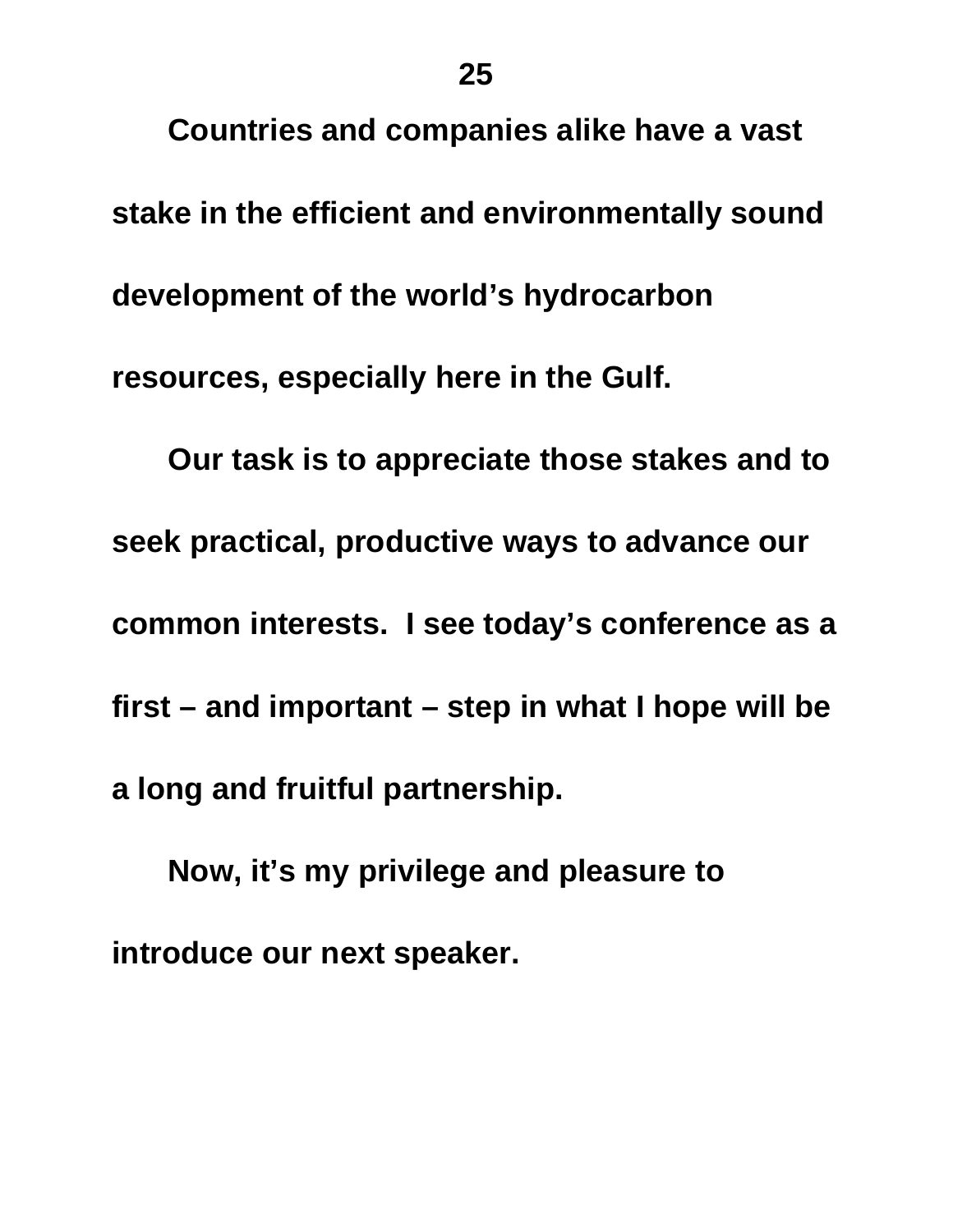**Countries and companies alike have a vast stake in the efficient and environmentally sound development of the world's hydrocarbon resources, especially here in the Gulf.**

**Our task is to appreciate those stakes and to seek practical, productive ways to advance our common interests. I see today's conference as a first – and important – step in what I hope will be a long and fruitful partnership.**

**Now, it's my privilege and pleasure to introduce our next speaker.**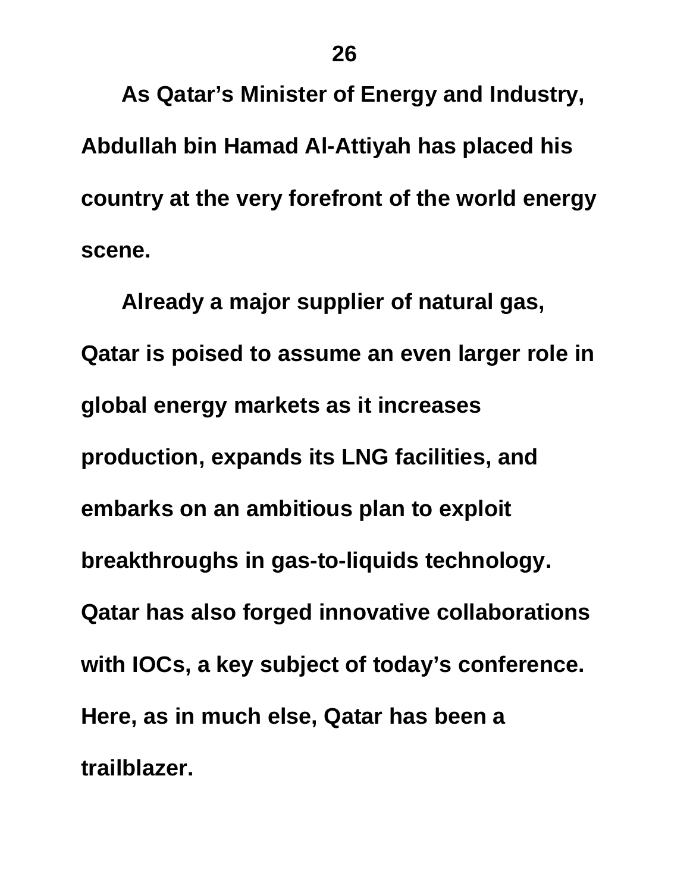**As Qatar's Minister of Energy and Industry, Abdullah bin Hamad Al-Attiyah has placed his country at the very forefront of the world energy scene.**

**Already a major supplier of natural gas, Qatar is poised to assume an even larger role in global energy markets as it increases production, expands its LNG facilities, and embarks on an ambitious plan to exploit breakthroughs in gas-to-liquids technology. Qatar has also forged innovative collaborations with IOCs, a key subject of today's conference. Here, as in much else, Qatar has been a trailblazer.**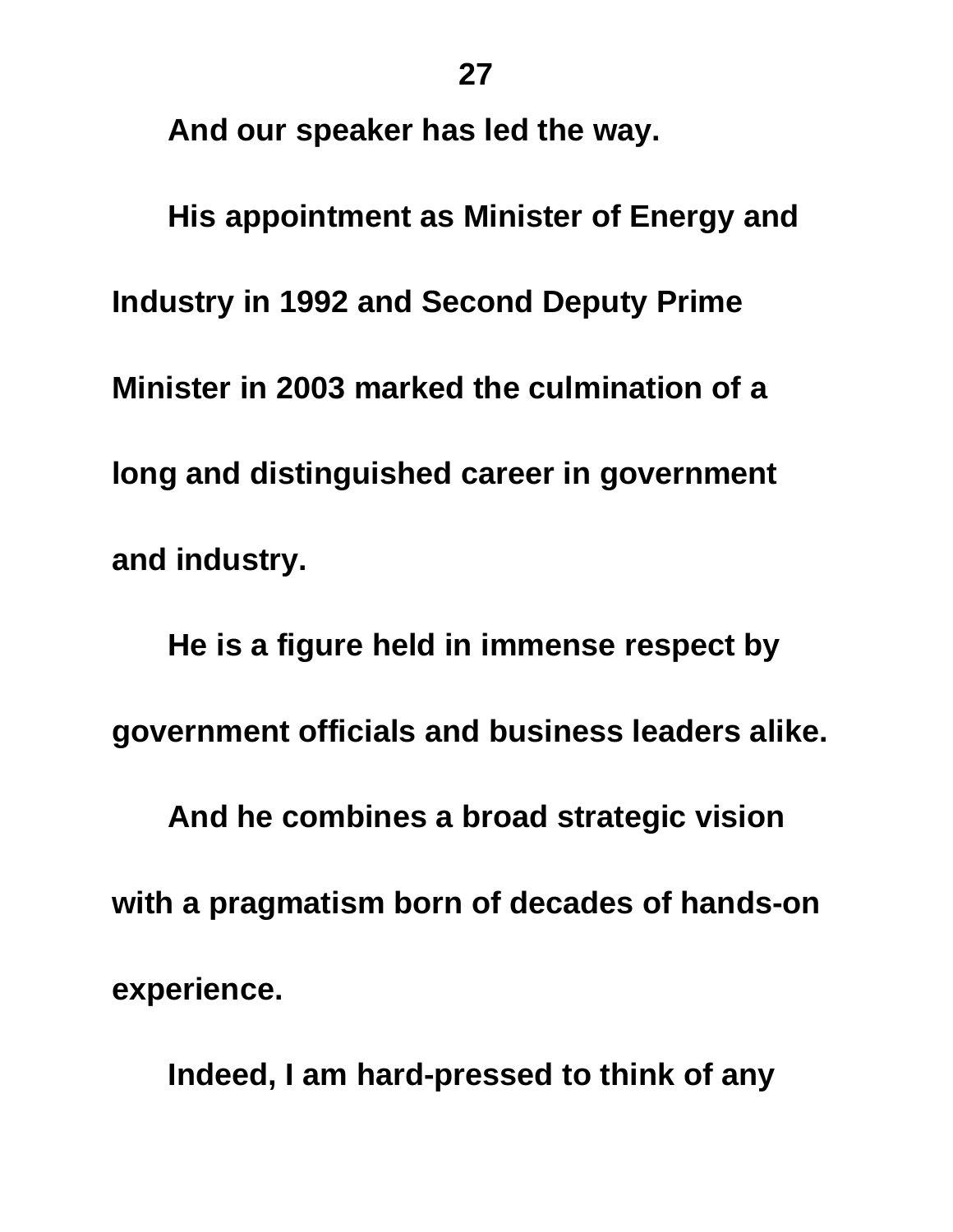**And our speaker has led the way.**

**His appointment as Minister of Energy and Industry in 1992 and Second Deputy Prime Minister in 2003 marked the culmination of a long and distinguished career in government and industry.**

**He is a figure held in immense respect by government officials and business leaders alike.**

**And he combines a broad strategic vision with a pragmatism born of decades of hands-on experience.**

**Indeed, I am hard-pressed to think of any**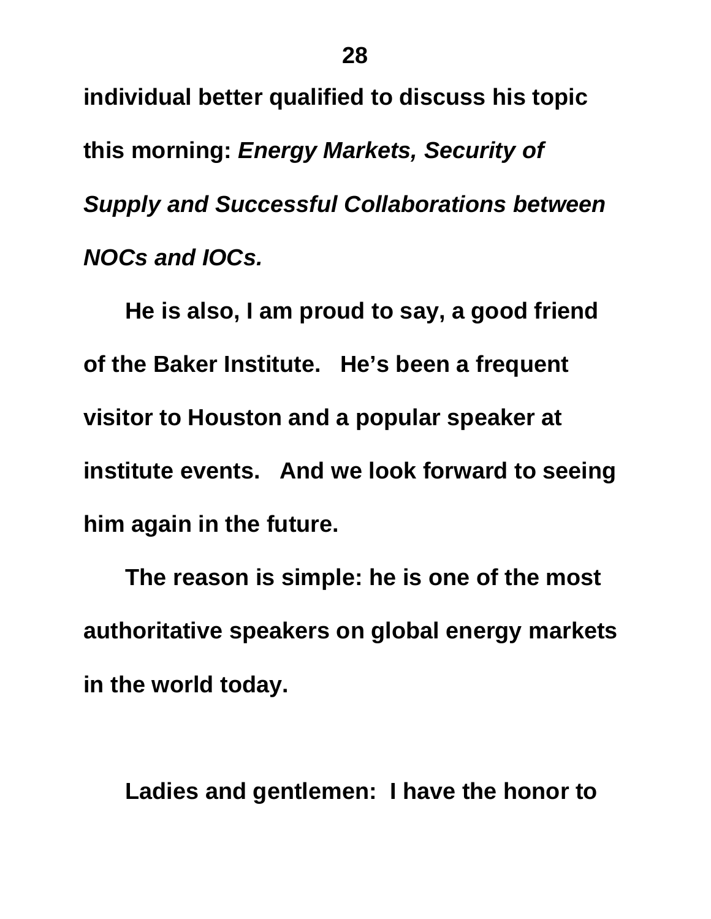**individual better qualified to discuss his topic this morning: *Energy Markets, Security of Supply and Successful Collaborations between NOCs and IOCs.***

**He is also, I am proud to say, a good friend of the Baker Institute. He's been a frequent visitor to Houston and a popular speaker at institute events. And we look forward to seeing him again in the future.**

**The reason is simple: he is one of the most authoritative speakers on global energy markets in the world today.**

**Ladies and gentlemen: I have the honor to**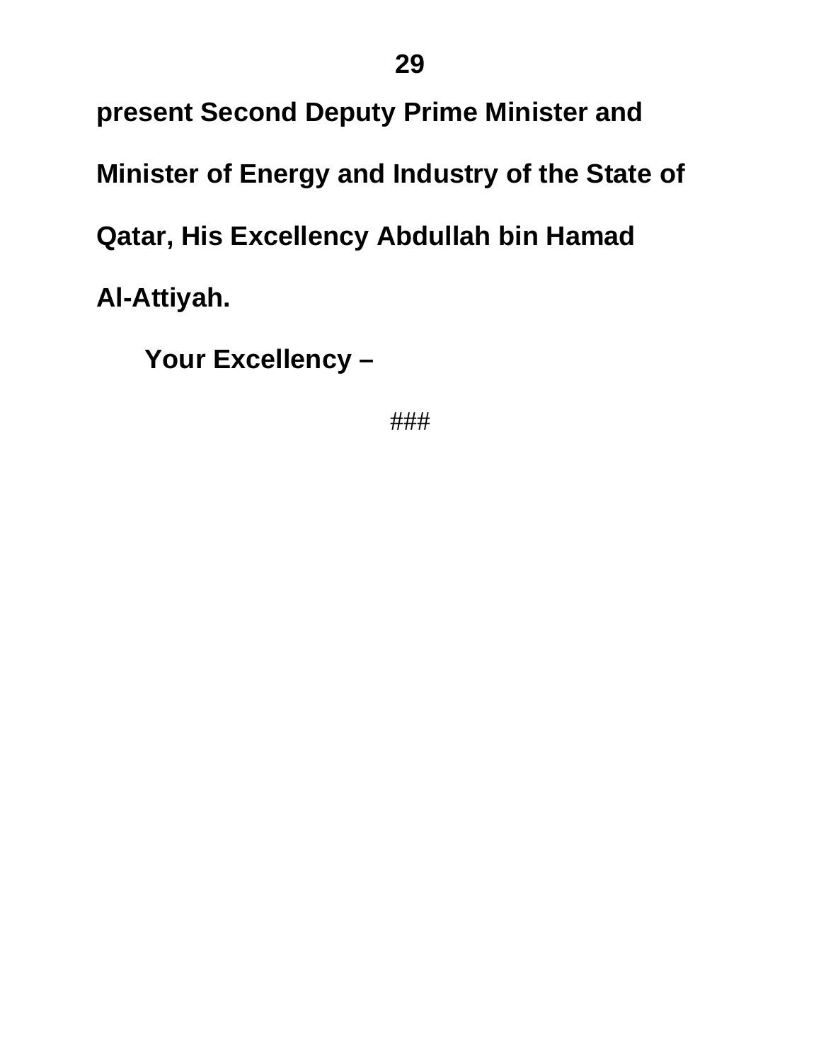**present Second Deputy Prime Minister and Minister of Energy and Industry of the State of Qatar, His Excellency Abdullah bin Hamad Al-Attiyah.**

**Your Excellency –**

###